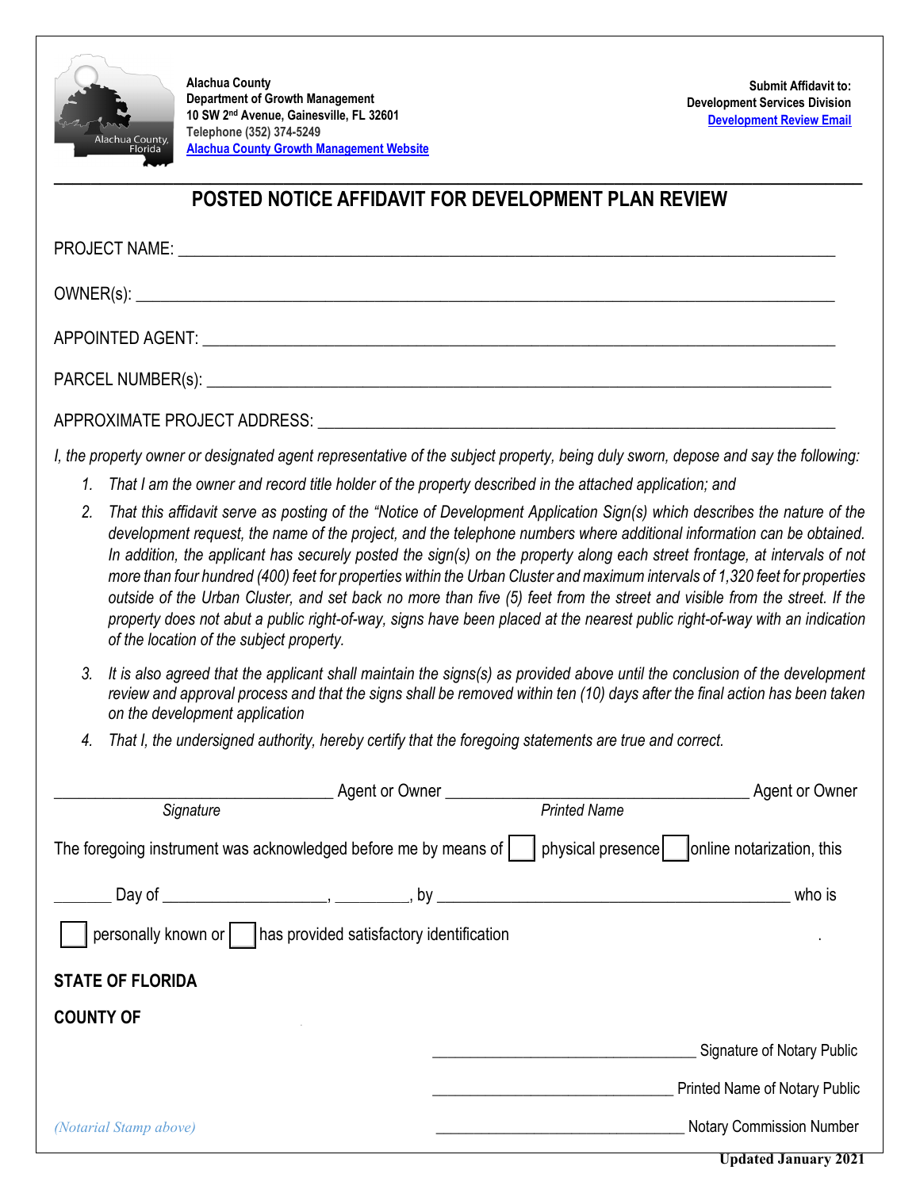**Alachua County**
**Department of Growth Management**
**10 SW 2nd Avenue, Gainesville, FL 32601**
**Telephone (352) 374-5249**
**[Alachua County Growth Management Website]**

**Submit Affidavit to:**
**Development Services Division**
**[Development Review Email]**

# POSTED NOTICE AFFIDAVIT FOR DEVELOPMENT PLAN REVIEW

PROJECT NAME: ______________________________________________________________________

OWNER(s): __________________________________________________________________________

APPOINTED AGENT: ___________________________________________________________________

PARCEL NUMBER(s): __________________________________________________________________

APPROXIMATE PROJECT ADDRESS: _______________________________________________________

*I, the property owner or designated agent representative of the subject property, being duly sworn, depose and say the following:*

1. *That I am the owner and record title holder of the property described in the attached application; and*
2. *That this affidavit serve as posting of the "Notice of Development Application Sign(s) which describes the nature of the development request, the name of the project, and the telephone numbers where additional information can be obtained. In addition, the applicant has securely posted the sign(s) on the property along each street frontage, at intervals of not more than four hundred (400) feet for properties within the Urban Cluster and maximum intervals of 1,320 feet for properties outside of the Urban Cluster, and set back no more than five (5) feet from the street and visible from the street. If the property does not abut a public right-of-way, signs have been placed at the nearest public right-of-way with an indication of the location of the subject property.*
3. *It is also agreed that the applicant shall maintain the signs(s) as provided above until the conclusion of the development review and approval process and that the signs shall be removed within ten (10) days after the final action has been taken on the development application*
4. *That I, the undersigned authority, hereby certify that the foregoing statements are true and correct.*

___________________________________ Agent or Owner ___________________________________ Agent or Owner
*Signature* *Printed Name*

The foregoing instrument was acknowledged before me by means of ☐ physical presence ☐ online notarization, this

_______ Day of ____________________, _________, by ___________________________________________ who is

☐ personally known or ☐ has provided satisfactory identification .

**STATE OF FLORIDA**

**COUNTY OF**

__________________________________ Signature of Notary Public

__________________________________ Printed Name of Notary Public

*(Notarial Stamp above)* __________________________________ Notary Commission Number

**Updated January 2021**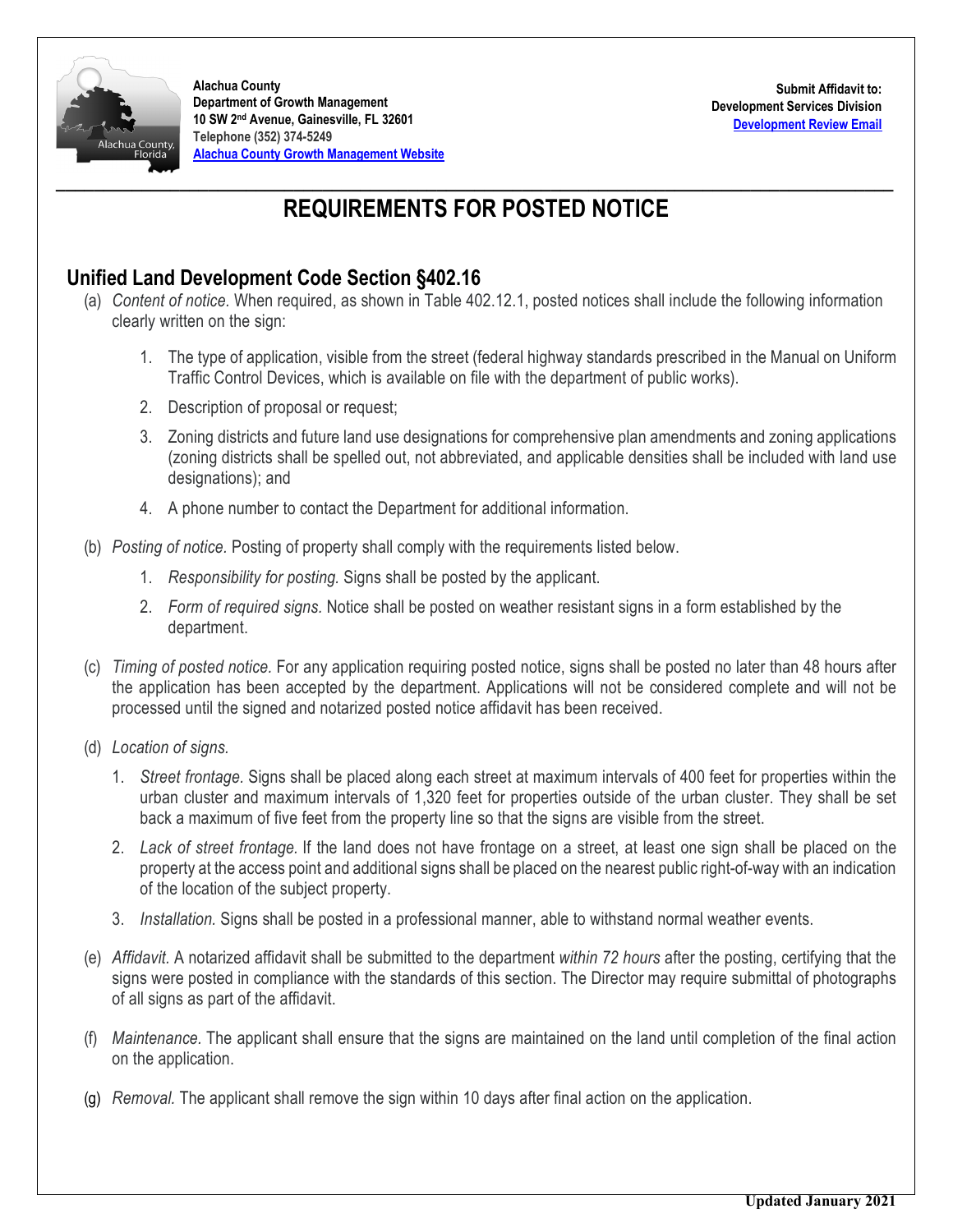Alachua County
Department of Growth Management
10 SW 2nd Avenue, Gainesville, FL 32601
Telephone (352) 374-5249
Alachua County Growth Management Website

Submit Affidavit to:
Development Services Division
Development Review Email

# REQUIREMENTS FOR POSTED NOTICE

## Unified Land Development Code Section §402.16

(a) *Content of notice.* When required, as shown in Table 402.12.1, posted notices shall include the following information clearly written on the sign:

1. The type of application, visible from the street (federal highway standards prescribed in the Manual on Uniform Traffic Control Devices, which is available on file with the department of public works).
2. Description of proposal or request;
3. Zoning districts and future land use designations for comprehensive plan amendments and zoning applications (zoning districts shall be spelled out, not abbreviated, and applicable densities shall be included with land use designations); and
4. A phone number to contact the Department for additional information.

(b) *Posting of notice.* Posting of property shall comply with the requirements listed below.

1. *Responsibility for posting.* Signs shall be posted by the applicant.
2. *Form of required signs.* Notice shall be posted on weather resistant signs in a form established by the department.

(c) *Timing of posted notice.* For any application requiring posted notice, signs shall be posted no later than 48 hours after the application has been accepted by the department. Applications will not be considered complete and will not be processed until the signed and notarized posted notice affidavit has been received.

(d) *Location of signs.*

1. *Street frontage.* Signs shall be placed along each street at maximum intervals of 400 feet for properties within the urban cluster and maximum intervals of 1,320 feet for properties outside of the urban cluster. They shall be set back a maximum of five feet from the property line so that the signs are visible from the street.
2. *Lack of street frontage.* If the land does not have frontage on a street, at least one sign shall be placed on the property at the access point and additional signs shall be placed on the nearest public right-of-way with an indication of the location of the subject property.
3. *Installation.* Signs shall be posted in a professional manner, able to withstand normal weather events.

(e) *Affidavit.* A notarized affidavit shall be submitted to the department *within 72 hours* after the posting, certifying that the signs were posted in compliance with the standards of this section. The Director may require submittal of photographs of all signs as part of the affidavit.

(f) *Maintenance*. The applicant shall ensure that the signs are maintained on the land until completion of the final action on the application.

(g) *Removal.* The applicant shall remove the sign within 10 days after final action on the application.

**Updated January 2021**